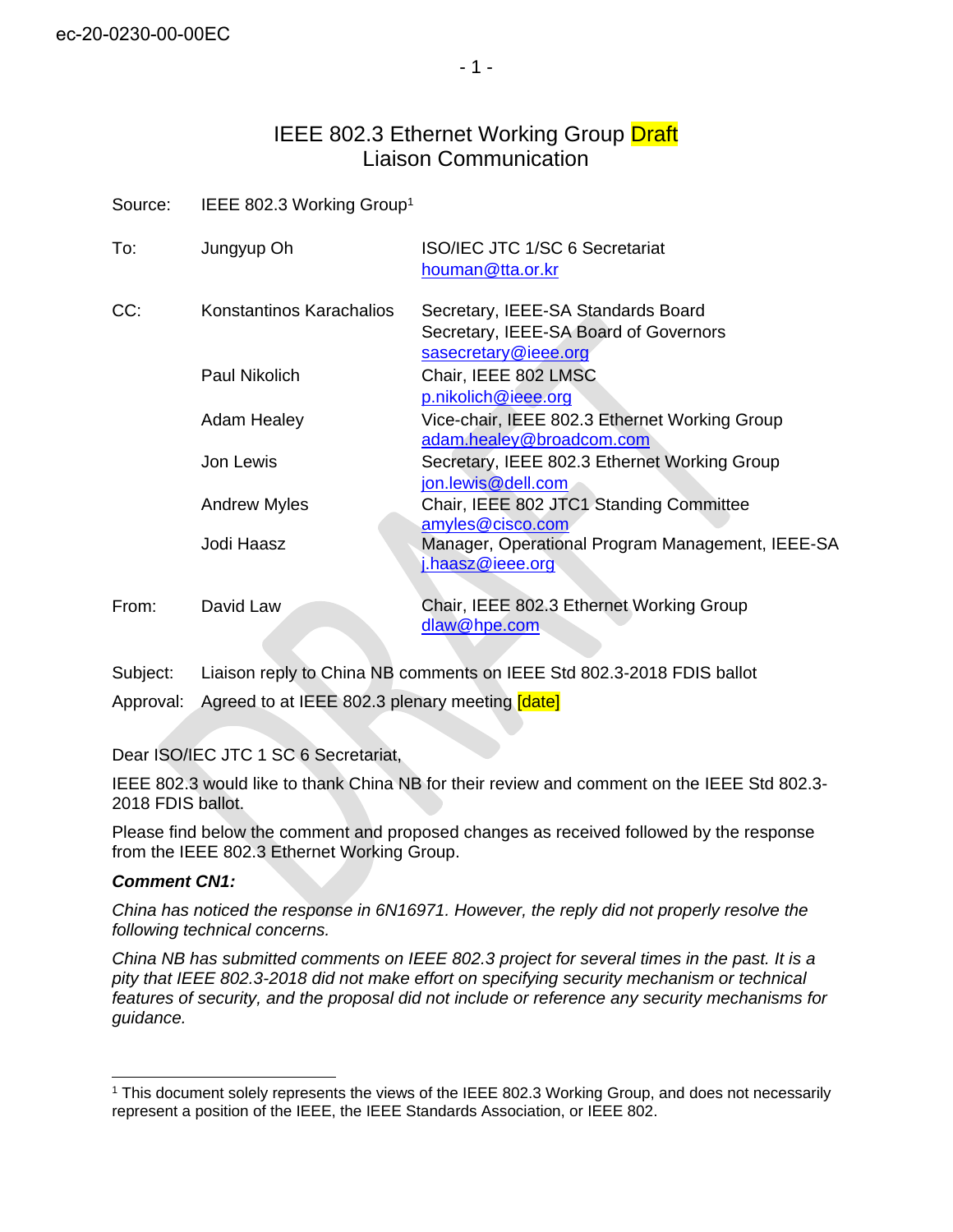ec-20-0230-00-00EC

# IEEE 802.3 Ethernet Working Group Draft Liaison Communication

| | | |
|---|---|---|
| Source: | IEEE 802.3 Working Group[1] | |
| To: | Jungyup Oh | ISO/IEC JTC 1/SC 6 Secretariat houman@tta.or.kr |
| CC: | Konstantinos Karachalios | Secretary, IEEE-SA Standards Board Secretary, IEEE-SA Board of Governors sasecretary@ieee.org |
| | Paul Nikolich | Chair, IEEE 802 LMSC p.nikolich@ieee.org |
| | Adam Healey | Vice-chair, IEEE 802.3 Ethernet Working Group adam.healey@broadcom.com |
| | Jon Lewis | Secretary, IEEE 802.3 Ethernet Working Group jon.lewis@dell.com |
| | Andrew Myles | Chair, IEEE 802 JTC1 Standing Committee amyles@cisco.com |
| | Jodi Haasz | Manager, Operational Program Management, IEEE-SA j.haasz@ieee.org |
| From: | David Law | Chair, IEEE 802.3 Ethernet Working Group dlaw@hpe.com |

Subject: Liaison reply to China NB comments on IEEE Std 802.3-2018 FDIS ballot

Approval: Agreed to at IEEE 802.3 plenary meeting [date]

Dear ISO/IEC JTC 1 SC 6 Secretariat,

IEEE 802.3 would like to thank China NB for their review and comment on the IEEE Std 802.3-2018 FDIS ballot.

Please find below the comment and proposed changes as received followed by the response from the IEEE 802.3 Ethernet Working Group.

***Comment CN1:***

*China has noticed the response in 6N16971. However, the reply did not properly resolve the following technical concerns.*

*China NB has submitted comments on IEEE 802.3 project for several times in the past. It is a pity that IEEE 802.3-2018 did not make effort on specifying security mechanism or technical features of security, and the proposal did not include or reference any security mechanisms for guidance.*

---

[1] This document solely represents the views of the IEEE 802.3 Working Group, and does not necessarily represent a position of the IEEE, the IEEE Standards Association, or IEEE 802.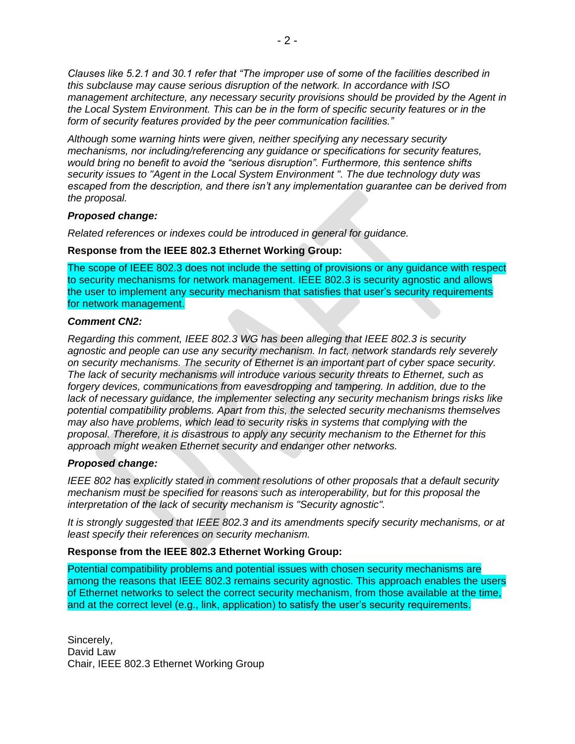*Clauses like 5.2.1 and 30.1 refer that "The improper use of some of the facilities described in this subclause may cause serious disruption of the network. In accordance with ISO management architecture, any necessary security provisions should be provided by the Agent in the Local System Environment. This can be in the form of specific security features or in the form of security features provided by the peer communication facilities."*

*Although some warning hints were given, neither specifying any necessary security mechanisms, nor including/referencing any guidance or specifications for security features, would bring no benefit to avoid the "serious disruption". Furthermore, this sentence shifts security issues to "Agent in the Local System Environment ". The due technology duty was escaped from the description, and there isn't any implementation guarantee can be derived from the proposal.*

***Proposed change:***

*Related references or indexes could be introduced in general for guidance.*

**Response from the IEEE 802.3 Ethernet Working Group:**

The scope of IEEE 802.3 does not include the setting of provisions or any guidance with respect to security mechanisms for network management. IEEE 802.3 is security agnostic and allows the user to implement any security mechanism that satisfies that user's security requirements for network management.

***Comment CN2:***

*Regarding this comment, IEEE 802.3 WG has been alleging that IEEE 802.3 is security agnostic and people can use any security mechanism. In fact, network standards rely severely on security mechanisms. The security of Ethernet is an important part of cyber space security. The lack of security mechanisms will introduce various security threats to Ethernet, such as forgery devices, communications from eavesdropping and tampering. In addition, due to the lack of necessary guidance, the implementer selecting any security mechanism brings risks like potential compatibility problems. Apart from this, the selected security mechanisms themselves may also have problems, which lead to security risks in systems that complying with the proposal. Therefore, it is disastrous to apply any security mechanism to the Ethernet for this approach might weaken Ethernet security and endanger other networks.*

***Proposed change:***

*IEEE 802 has explicitly stated in comment resolutions of other proposals that a default security mechanism must be specified for reasons such as interoperability, but for this proposal the interpretation of the lack of security mechanism is "Security agnostic".*

*It is strongly suggested that IEEE 802.3 and its amendments specify security mechanisms, or at least specify their references on security mechanism.*

**Response from the IEEE 802.3 Ethernet Working Group:**

Potential compatibility problems and potential issues with chosen security mechanisms are among the reasons that IEEE 802.3 remains security agnostic. This approach enables the users of Ethernet networks to select the correct security mechanism, from those available at the time, and at the correct level (e.g., link, application) to satisfy the user's security requirements.

Sincerely,
David Law
Chair, IEEE 802.3 Ethernet Working Group